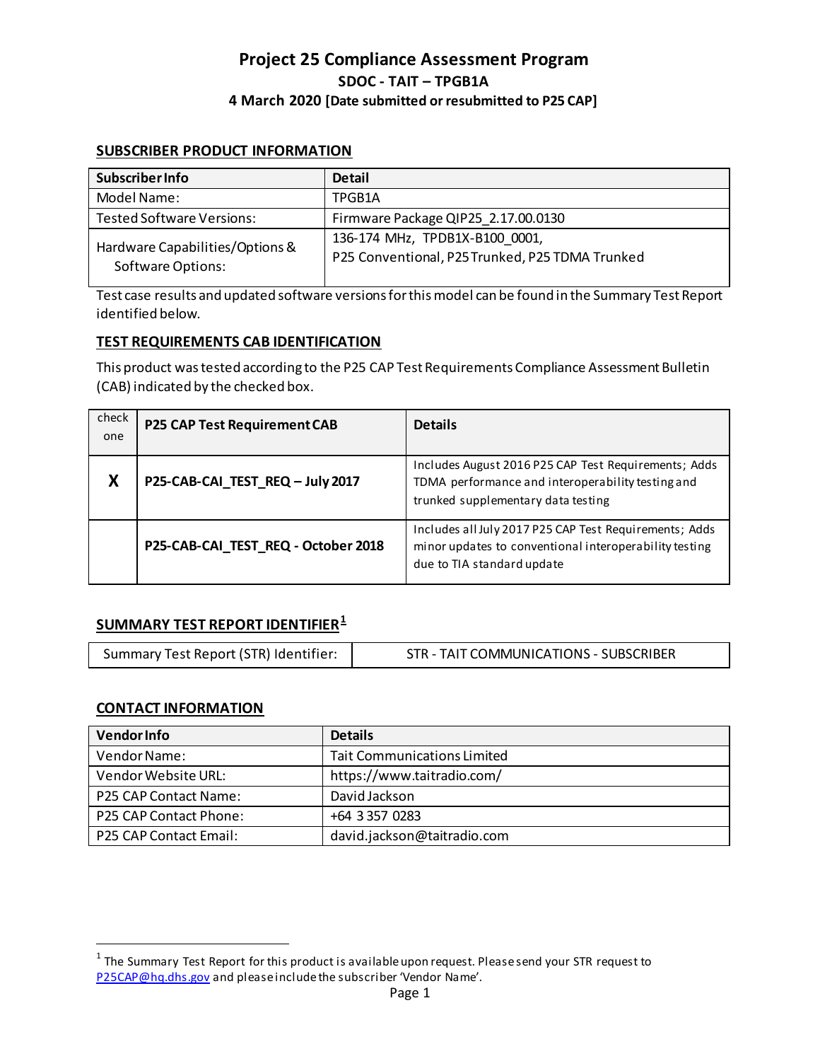# Project 25 Compliance Assessment Program

## SDOC - TAIT – TPGB1A

### 4 March 2020 [Date submitted or resubmitted to P25 CAP]

## SUBSCRIBER PRODUCT INFORMATION

| Subscriber Info | Detail |
|---|---|
| Model Name: | TPGB1A |
| Tested Software Versions: | Firmware Package QIP25_2.17.00.0130 |
| Hardware Capabilities/Options & Software Options: | 136-174 MHz, TPDB1X-B100_0001, P25 Conventional, P25 Trunked, P25 TDMA Trunked |

Test case results and updated software versions for this model can be found in the Summary Test Report identified below.

## TEST REQUIREMENTS CAB IDENTIFICATION

This product was tested according to the P25 CAP Test Requirements Compliance Assessment Bulletin (CAB) indicated by the checked box.

| check one | P25 CAP Test Requirement CAB | Details |
|---|---|---|
| X | **P25-CAB-CAI_TEST_REQ – July 2017** | Includes August 2016 P25 CAP Test Requirements; Adds TDMA performance and interoperability testing and trunked supplementary data testing |
| | **P25-CAB-CAI_TEST_REQ - October 2018** | Includes all July 2017 P25 CAP Test Requirements; Adds minor updates to conventional interoperability testing due to TIA standard update |

## SUMMARY TEST REPORT IDENTIFIER[1]

| Summary Test Report (STR) Identifier: | STR - TAIT COMMUNICATIONS - SUBSCRIBER |
|---|---|

## CONTACT INFORMATION

| Vendor Info | Details |
|---|---|
| Vendor Name: | Tait Communications Limited |
| Vendor Website URL: | https://www.taitradio.com/ |
| P25 CAP Contact Name: | David Jackson |
| P25 CAP Contact Phone: | +64 3 357 0283 |
| P25 CAP Contact Email: | david.jackson@taitradio.com |

[1] The Summary Test Report for this product is available upon request. Please send your STR request to P25CAP@hq.dhs.gov and please include the subscriber 'Vendor Name'.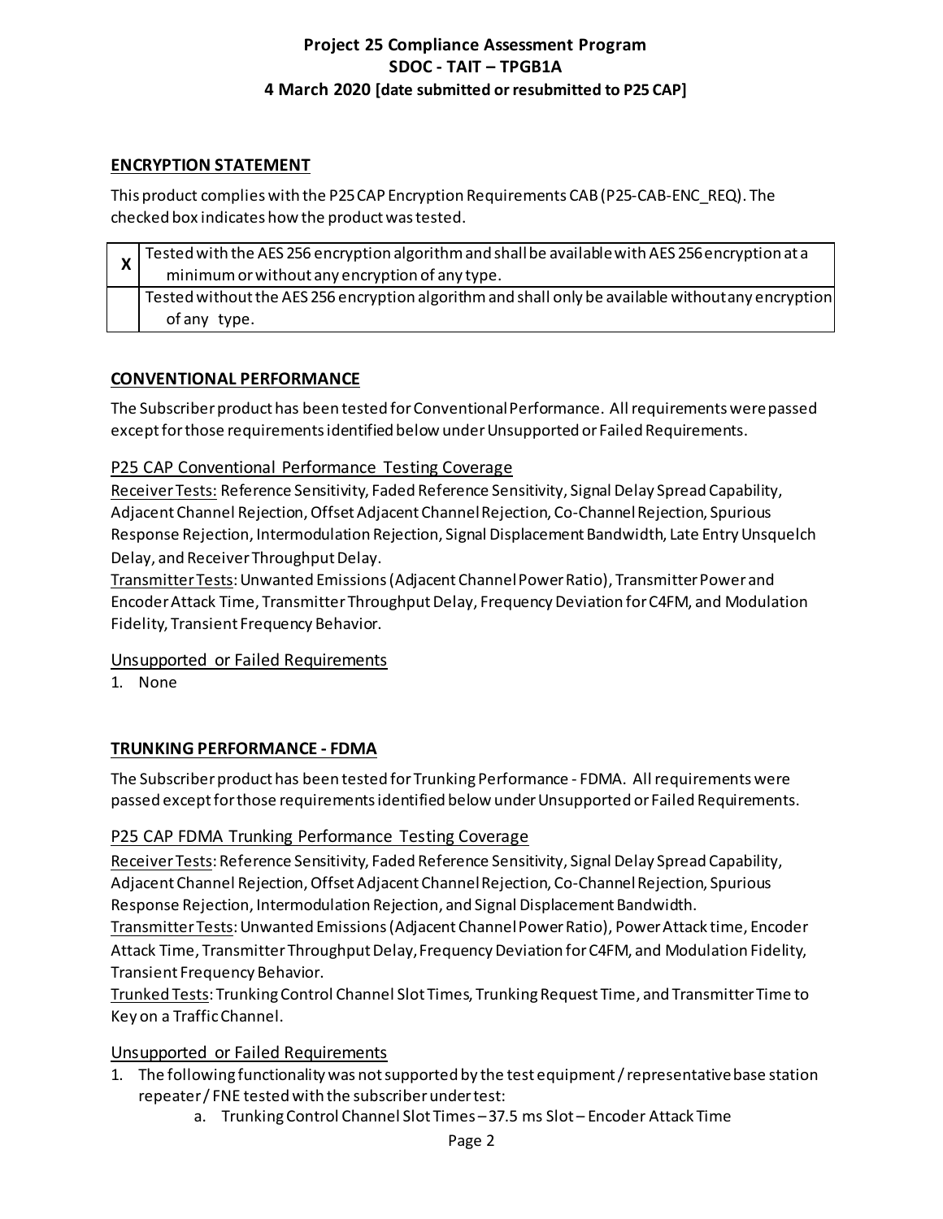**Project 25 Compliance Assessment Program**
**SDOC - TAIT – TPGB1A**
**4 March 2020 [date submitted or resubmitted to P25 CAP]**

## ENCRYPTION STATEMENT

This product complies with the P25 CAP Encryption Requirements CAB (P25-CAB-ENC_REQ). The checked box indicates how the product was tested.

| | |
|---|---|
| **X** | Tested with the AES 256 encryption algorithm and shall be available with AES 256 encryption at a minimum or without any encryption of any type. |
| | Tested without the AES 256 encryption algorithm and shall only be available without any encryption of any type. |

## CONVENTIONAL PERFORMANCE

The Subscriber product has been tested for Conventional Performance. All requirements were passed except for those requirements identified below under Unsupported or Failed Requirements.

### P25 CAP Conventional Performance Testing Coverage

Receiver Tests: Reference Sensitivity, Faded Reference Sensitivity, Signal Delay Spread Capability, Adjacent Channel Rejection, Offset Adjacent Channel Rejection, Co-Channel Rejection, Spurious Response Rejection, Intermodulation Rejection, Signal Displacement Bandwidth, Late Entry Unsquelch Delay, and Receiver Throughput Delay.
Transmitter Tests: Unwanted Emissions (Adjacent Channel Power Ratio), Transmitter Power and Encoder Attack Time, Transmitter Throughput Delay, Frequency Deviation for C4FM, and Modulation Fidelity, Transient Frequency Behavior.

### Unsupported or Failed Requirements

1. None

## TRUNKING PERFORMANCE - FDMA

The Subscriber product has been tested for Trunking Performance - FDMA. All requirements were passed except for those requirements identified below under Unsupported or Failed Requirements.

### P25 CAP FDMA Trunking Performance Testing Coverage

Receiver Tests: Reference Sensitivity, Faded Reference Sensitivity, Signal Delay Spread Capability, Adjacent Channel Rejection, Offset Adjacent Channel Rejection, Co-Channel Rejection, Spurious Response Rejection, Intermodulation Rejection, and Signal Displacement Bandwidth.
Transmitter Tests: Unwanted Emissions (Adjacent Channel Power Ratio), Power Attack time, Encoder Attack Time, Transmitter Throughput Delay, Frequency Deviation for C4FM, and Modulation Fidelity, Transient Frequency Behavior.
Trunked Tests: Trunking Control Channel Slot Times, Trunking Request Time, and Transmitter Time to Key on a Traffic Channel.

### Unsupported or Failed Requirements

1. The following functionality was not supported by the test equipment / representative base station repeater / FNE tested with the subscriber under test:
   a. Trunking Control Channel Slot Times – 37.5 ms Slot – Encoder Attack Time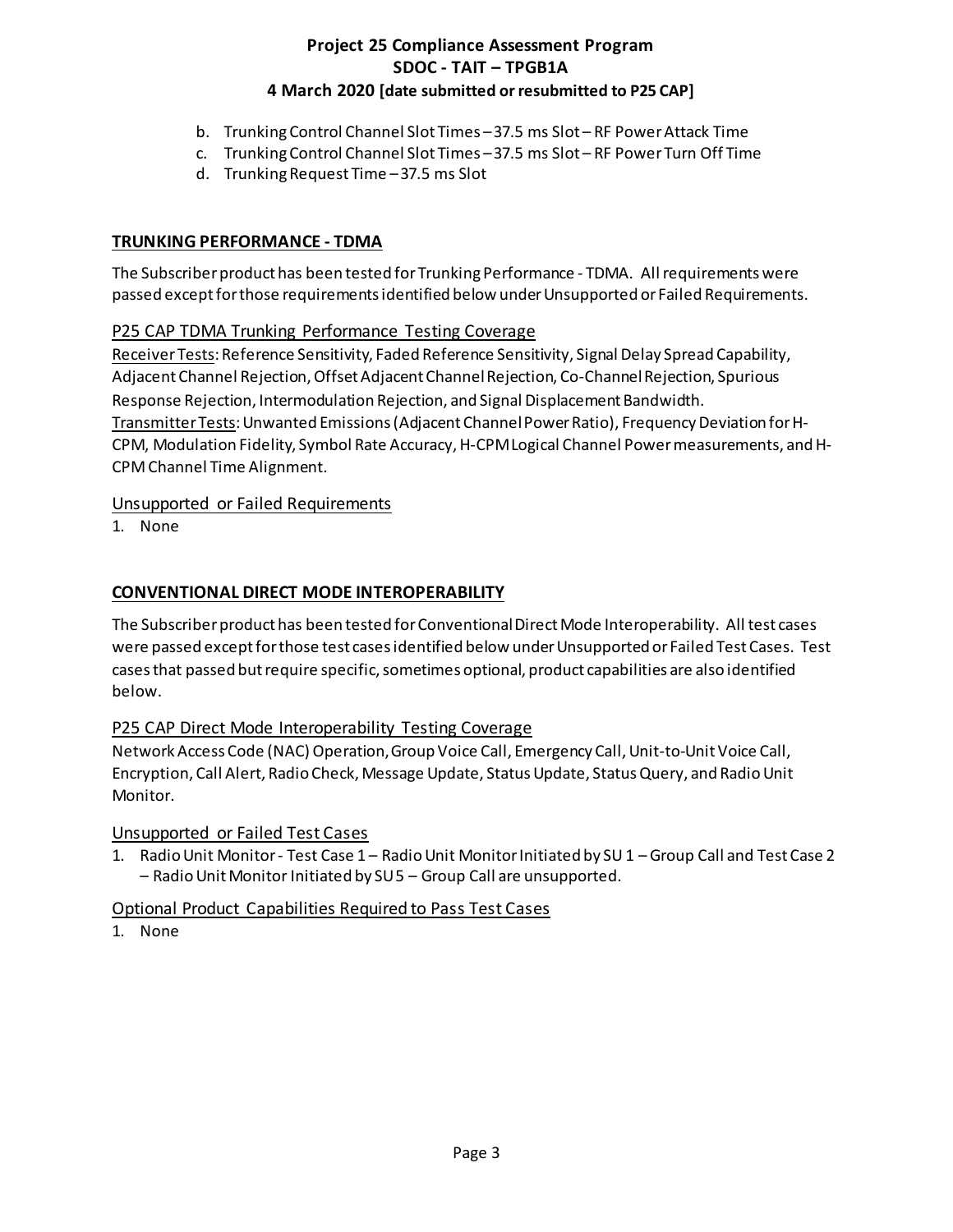b. Trunking Control Channel Slot Times – 37.5 ms Slot – RF Power Attack Time
c. Trunking Control Channel Slot Times – 37.5 ms Slot – RF Power Turn Off Time
d. Trunking Request Time – 37.5 ms Slot

## TRUNKING PERFORMANCE - TDMA

The Subscriber product has been tested for Trunking Performance - TDMA. All requirements were passed except for those requirements identified below under Unsupported or Failed Requirements.

### P25 CAP TDMA Trunking Performance Testing Coverage

Receiver Tests: Reference Sensitivity, Faded Reference Sensitivity, Signal Delay Spread Capability, Adjacent Channel Rejection, Offset Adjacent Channel Rejection, Co-Channel Rejection, Spurious Response Rejection, Intermodulation Rejection, and Signal Displacement Bandwidth.
Transmitter Tests: Unwanted Emissions (Adjacent Channel Power Ratio), Frequency Deviation for H-CPM, Modulation Fidelity, Symbol Rate Accuracy, H-CPM Logical Channel Power measurements, and H-CPM Channel Time Alignment.

### Unsupported or Failed Requirements

1. None

## CONVENTIONAL DIRECT MODE INTEROPERABILITY

The Subscriber product has been tested for Conventional Direct Mode Interoperability. All test cases were passed except for those test cases identified below under Unsupported or Failed Test Cases. Test cases that passed but require specific, sometimes optional, product capabilities are also identified below.

### P25 CAP Direct Mode Interoperability Testing Coverage

Network Access Code (NAC) Operation, Group Voice Call, Emergency Call, Unit-to-Unit Voice Call, Encryption, Call Alert, Radio Check, Message Update, Status Update, Status Query, and Radio Unit Monitor.

### Unsupported or Failed Test Cases

1. Radio Unit Monitor - Test Case 1 – Radio Unit Monitor Initiated by SU 1 – Group Call and Test Case 2 – Radio Unit Monitor Initiated by SU 5 – Group Call are unsupported.

### Optional Product Capabilities Required to Pass Test Cases

1. None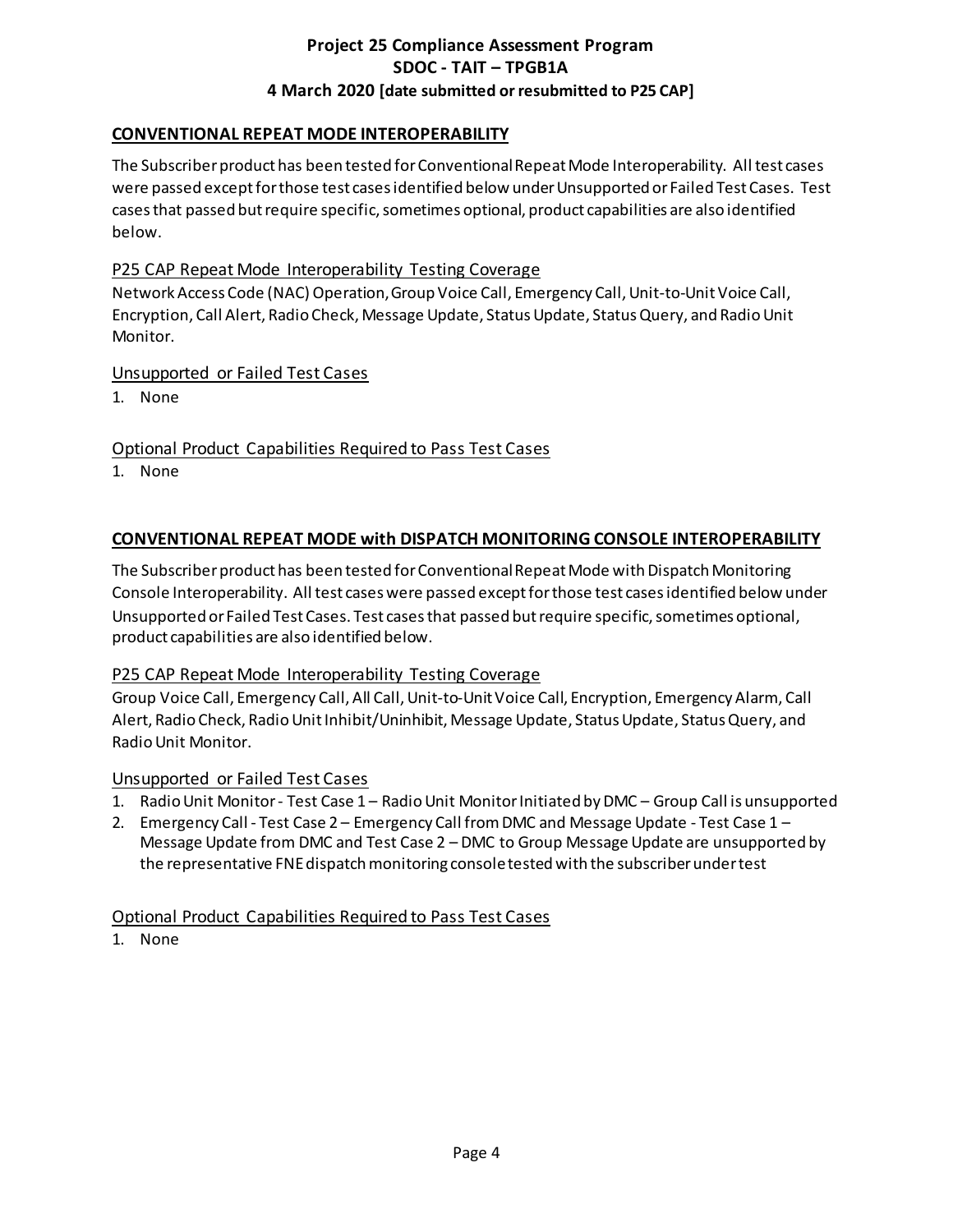## CONVENTIONAL REPEAT MODE INTEROPERABILITY

The Subscriber product has been tested for Conventional Repeat Mode Interoperability. All test cases were passed except for those test cases identified below under Unsupported or Failed Test Cases. Test cases that passed but require specific, sometimes optional, product capabilities are also identified below.

### P25 CAP Repeat Mode Interoperability Testing Coverage

Network Access Code (NAC) Operation, Group Voice Call, Emergency Call, Unit-to-Unit Voice Call, Encryption, Call Alert, Radio Check, Message Update, Status Update, Status Query, and Radio Unit Monitor.

### Unsupported or Failed Test Cases

1. None

### Optional Product Capabilities Required to Pass Test Cases

1. None

## CONVENTIONAL REPEAT MODE with DISPATCH MONITORING CONSOLE INTEROPERABILITY

The Subscriber product has been tested for Conventional Repeat Mode with Dispatch Monitoring Console Interoperability. All test cases were passed except for those test cases identified below under Unsupported or Failed Test Cases. Test cases that passed but require specific, sometimes optional, product capabilities are also identified below.

### P25 CAP Repeat Mode Interoperability Testing Coverage

Group Voice Call, Emergency Call, All Call, Unit-to-Unit Voice Call, Encryption, Emergency Alarm, Call Alert, Radio Check, Radio Unit Inhibit/Uninhibit, Message Update, Status Update, Status Query, and Radio Unit Monitor.

### Unsupported or Failed Test Cases

1. Radio Unit Monitor - Test Case 1 – Radio Unit Monitor Initiated by DMC – Group Call is unsupported
2. Emergency Call - Test Case 2 – Emergency Call from DMC and Message Update - Test Case 1 – Message Update from DMC and Test Case 2 – DMC to Group Message Update are unsupported by the representative FNE dispatch monitoring console tested with the subscriber under test

### Optional Product Capabilities Required to Pass Test Cases

1. None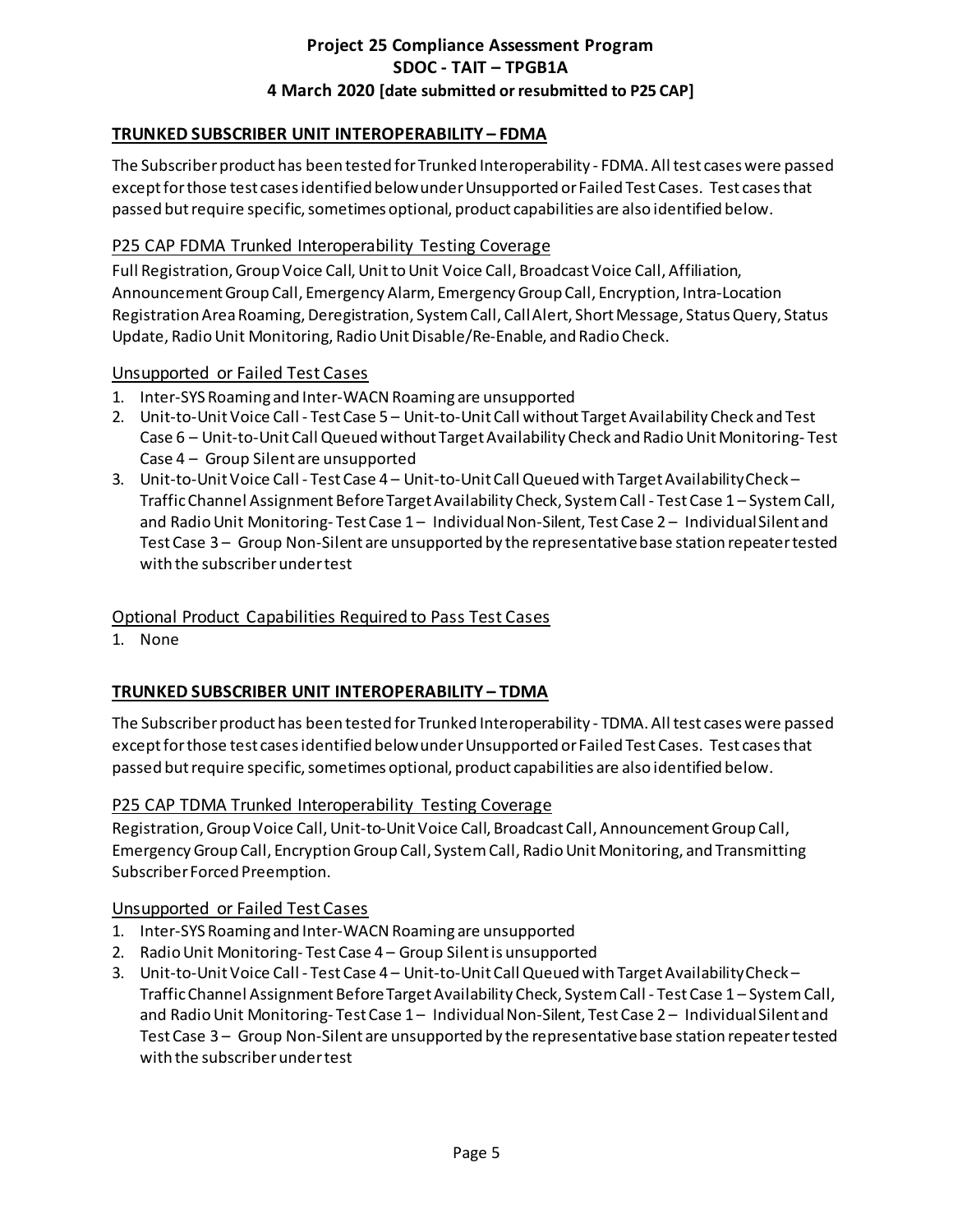## TRUNKED SUBSCRIBER UNIT INTEROPERABILITY – FDMA

The Subscriber product has been tested for Trunked Interoperability - FDMA. All test cases were passed except for those test cases identified below under Unsupported or Failed Test Cases. Test cases that passed but require specific, sometimes optional, product capabilities are also identified below.

### P25 CAP FDMA Trunked Interoperability Testing Coverage

Full Registration, Group Voice Call, Unit to Unit Voice Call, Broadcast Voice Call, Affiliation, Announcement Group Call, Emergency Alarm, Emergency Group Call, Encryption, Intra-Location Registration Area Roaming, Deregistration, System Call, Call Alert, Short Message, Status Query, Status Update, Radio Unit Monitoring, Radio Unit Disable/Re-Enable, and Radio Check.

### Unsupported or Failed Test Cases

1. Inter-SYS Roaming and Inter-WACN Roaming are unsupported
2. Unit-to-Unit Voice Call - Test Case 5 – Unit-to-Unit Call without Target Availability Check and Test Case 6 – Unit-to-Unit Call Queued without Target Availability Check and Radio Unit Monitoring- Test Case 4 – Group Silent are unsupported
3. Unit-to-Unit Voice Call - Test Case 4 – Unit-to-Unit Call Queued with Target Availability Check – Traffic Channel Assignment Before Target Availability Check, System Call - Test Case 1 – System Call, and Radio Unit Monitoring- Test Case 1 – Individual Non-Silent, Test Case 2 – Individual Silent and Test Case 3 – Group Non-Silent are unsupported by the representative base station repeater tested with the subscriber under test

### Optional Product Capabilities Required to Pass Test Cases

1. None

## TRUNKED SUBSCRIBER UNIT INTEROPERABILITY – TDMA

The Subscriber product has been tested for Trunked Interoperability - TDMA. All test cases were passed except for those test cases identified below under Unsupported or Failed Test Cases. Test cases that passed but require specific, sometimes optional, product capabilities are also identified below.

### P25 CAP TDMA Trunked Interoperability Testing Coverage

Registration, Group Voice Call, Unit-to-Unit Voice Call, Broadcast Call, Announcement Group Call, Emergency Group Call, Encryption Group Call, System Call, Radio Unit Monitoring, and Transmitting Subscriber Forced Preemption.

### Unsupported or Failed Test Cases

1. Inter-SYS Roaming and Inter-WACN Roaming are unsupported
2. Radio Unit Monitoring- Test Case 4 – Group Silent is unsupported
3. Unit-to-Unit Voice Call - Test Case 4 – Unit-to-Unit Call Queued with Target Availability Check – Traffic Channel Assignment Before Target Availability Check, System Call - Test Case 1 – System Call, and Radio Unit Monitoring- Test Case 1 – Individual Non-Silent, Test Case 2 – Individual Silent and Test Case 3 – Group Non-Silent are unsupported by the representative base station repeater tested with the subscriber under test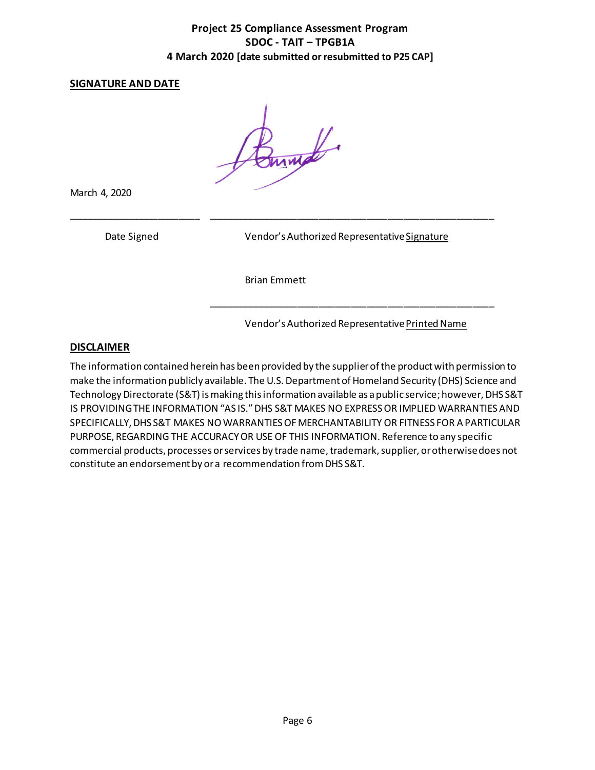**Project 25 Compliance Assessment Program**
**SDOC - TAIT – TPGB1A**
**4 March 2020 [date submitted or resubmitted to P25 CAP]**

## SIGNATURE AND DATE

March 4, 2020

________________________ ________________________________________________

Date Signed    Vendor's Authorized Representative Signature

Brian Emmett

________________________________________________

Vendor's Authorized Representative Printed Name

## DISCLAIMER

The information contained herein has been provided by the supplier of the product with permission to make the information publicly available. The U.S. Department of Homeland Security (DHS) Science and Technology Directorate (S&T) is making this information available as a public service; however, DHS S&T IS PROVIDING THE INFORMATION "AS IS." DHS S&T MAKES NO EXPRESS OR IMPLIED WARRANTIES AND SPECIFICALLY, DHS S&T MAKES NO WARRANTIES OF MERCHANTABILITY OR FITNESS FOR A PARTICULAR PURPOSE, REGARDING THE ACCURACY OR USE OF THIS INFORMATION. Reference to any specific commercial products, processes or services by trade name, trademark, supplier, or otherwise does not constitute an endorsement by or a recommendation from DHS S&T.